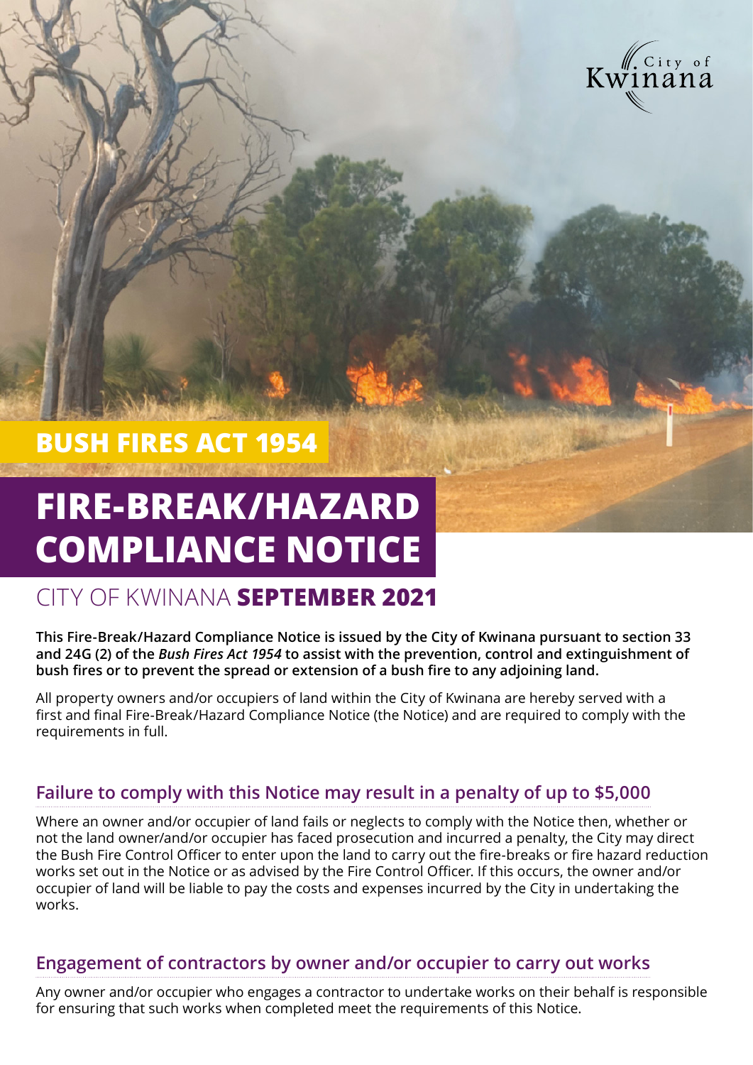City of Kwinana

# BUSH FIRES ACT 1954

# FIRE-BREAK/HAZARD COMPLIANCE NOTICE

## CITY OF KWINANA **SEPTEMBER 2021**

**This Fire-Break/Hazard Compliance Notice is issued by the City of Kwinana pursuant to section 33 and 24G (2) of the *Bush Fires Act 1954* to assist with the prevention, control and extinguishment of bush fires or to prevent the spread or extension of a bush fire to any adjoining land.**

All property owners and/or occupiers of land within the City of Kwinana are hereby served with a first and final Fire-Break/Hazard Compliance Notice (the Notice) and are required to comply with the requirements in full.

### Failure to comply with this Notice may result in a penalty of up to $5,000

Where an owner and/or occupier of land fails or neglects to comply with the Notice then, whether or not the land owner/and/or occupier has faced prosecution and incurred a penalty, the City may direct the Bush Fire Control Officer to enter upon the land to carry out the fire-breaks or fire hazard reduction works set out in the Notice or as advised by the Fire Control Officer. If this occurs, the owner and/or occupier of land will be liable to pay the costs and expenses incurred by the City in undertaking the works.

### Engagement of contractors by owner and/or occupier to carry out works

Any owner and/or occupier who engages a contractor to undertake works on their behalf is responsible for ensuring that such works when completed meet the requirements of this Notice.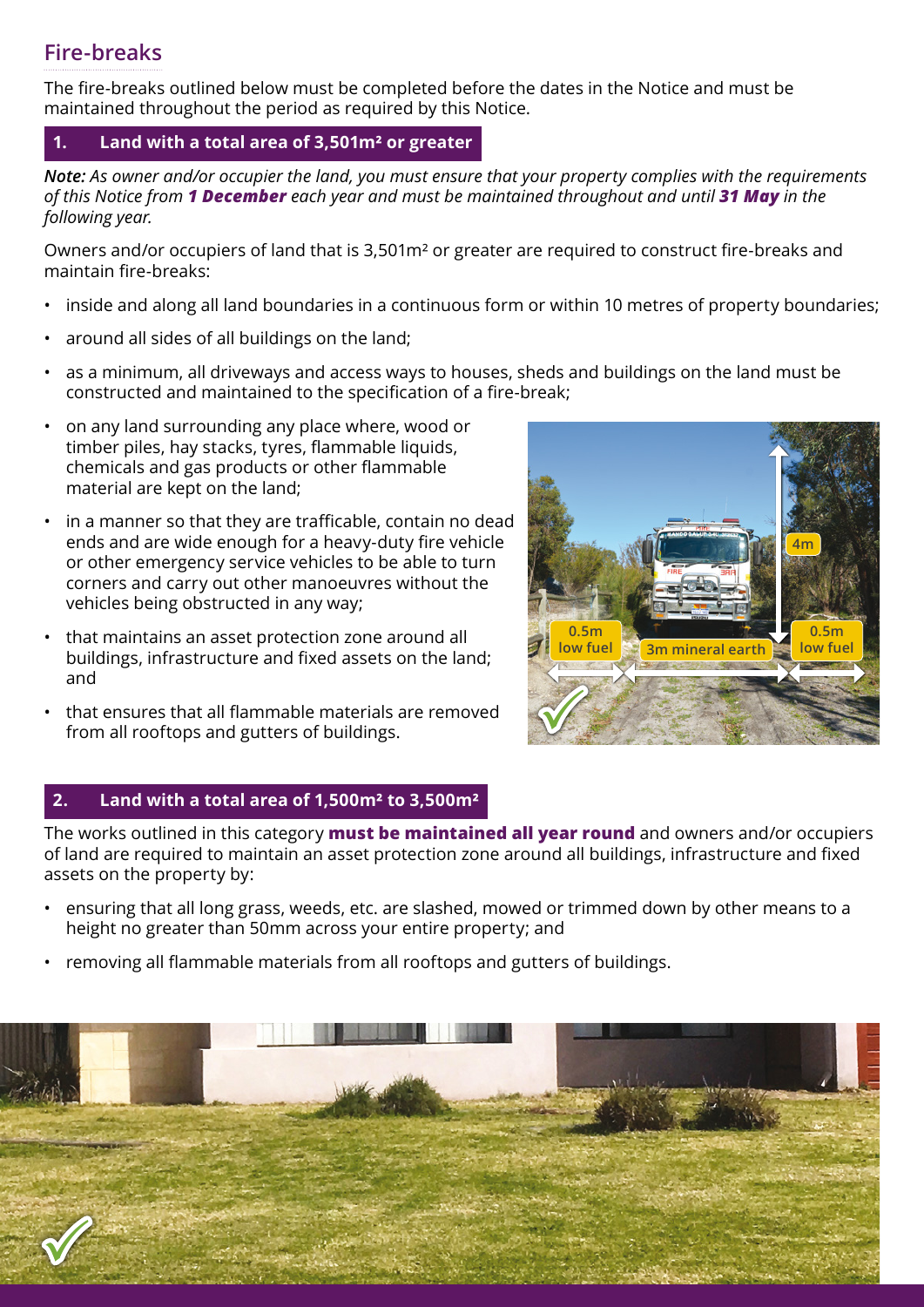## Fire-breaks

The fire-breaks outlined below must be completed before the dates in the Notice and must be maintained throughout the period as required by this Notice.

### 1. Land with a total area of 3,501m² or greater

***Note:*** *As owner and/or occupier the land, you must ensure that your property complies with the requirements of this Notice from* ***1 December*** *each year and must be maintained throughout and until* ***31 May*** *in the following year.*

Owners and/or occupiers of land that is 3,501m² or greater are required to construct fire-breaks and maintain fire-breaks:

- inside and along all land boundaries in a continuous form or within 10 metres of property boundaries;
- around all sides of all buildings on the land;
- as a minimum, all driveways and access ways to houses, sheds and buildings on the land must be constructed and maintained to the specification of a fire-break;
- on any land surrounding any place where, wood or timber piles, hay stacks, tyres, flammable liquids, chemicals and gas products or other flammable material are kept on the land;
- in a manner so that they are trafficable, contain no dead ends and are wide enough for a heavy-duty fire vehicle or other emergency service vehicles to be able to turn corners and carry out other manoeuvres without the vehicles being obstructed in any way;
- that maintains an asset protection zone around all buildings, infrastructure and fixed assets on the land; and
- that ensures that all flammable materials are removed from all rooftops and gutters of buildings.

### 2. Land with a total area of 1,500m² to 3,500m²

The works outlined in this category **must be maintained all year round** and owners and/or occupiers of land are required to maintain an asset protection zone around all buildings, infrastructure and fixed assets on the property by:

- ensuring that all long grass, weeds, etc. are slashed, mowed or trimmed down by other means to a height no greater than 50mm across your entire property; and
- removing all flammable materials from all rooftops and gutters of buildings.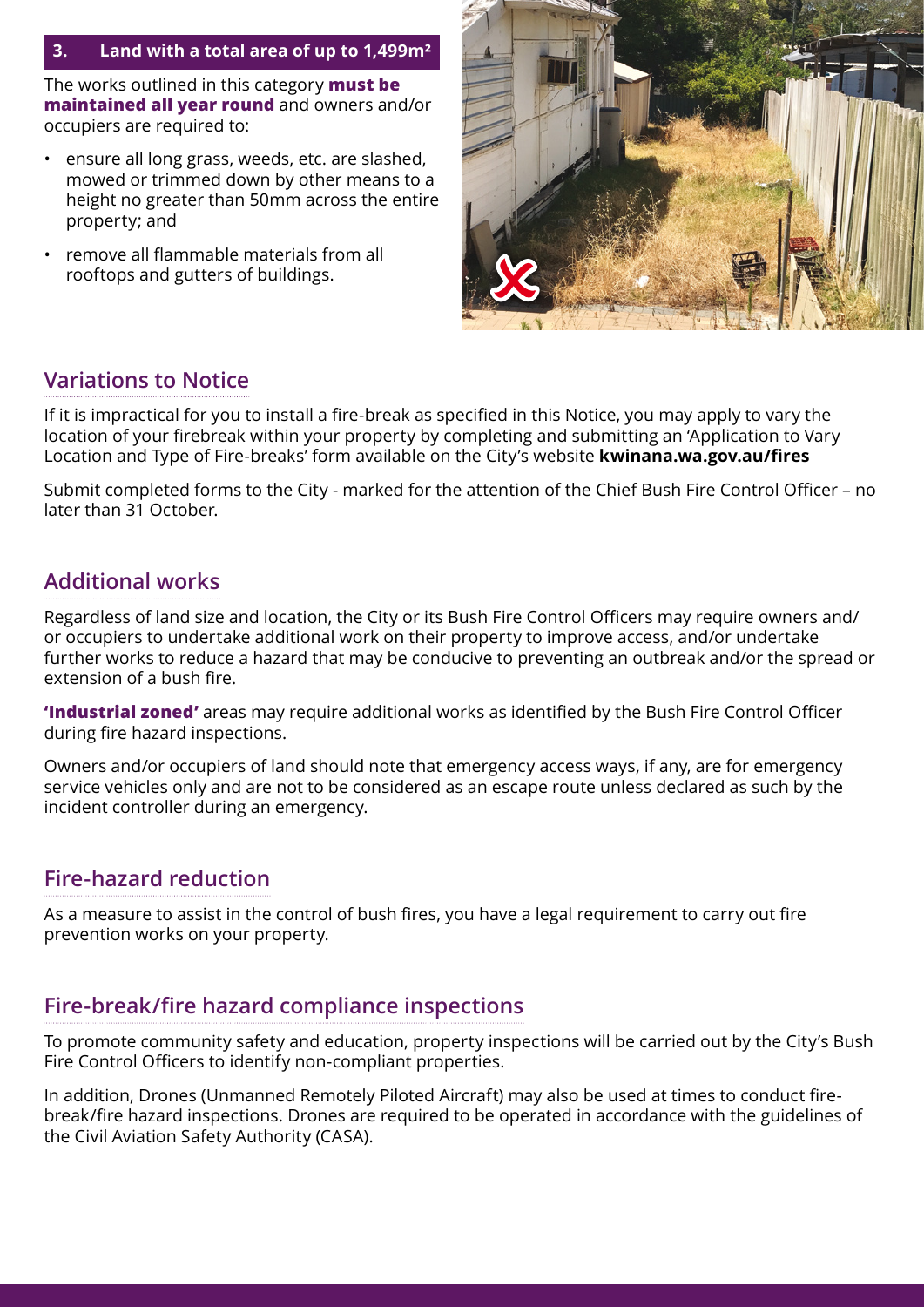### 3. Land with a total area of up to 1,499m²

The works outlined in this category **must be maintained all year round** and owners and/or occupiers are required to:

- ensure all long grass, weeds, etc. are slashed, mowed or trimmed down by other means to a height no greater than 50mm across the entire property; and
- remove all flammable materials from all rooftops and gutters of buildings.

## Variations to Notice

If it is impractical for you to install a fire-break as specified in this Notice, you may apply to vary the location of your firebreak within your property by completing and submitting an 'Application to Vary Location and Type of Fire-breaks' form available on the City's website **kwinana.wa.gov.au/fires**

Submit completed forms to the City - marked for the attention of the Chief Bush Fire Control Officer – no later than 31 October.

## Additional works

Regardless of land size and location, the City or its Bush Fire Control Officers may require owners and/ or occupiers to undertake additional work on their property to improve access, and/or undertake further works to reduce a hazard that may be conducive to preventing an outbreak and/or the spread or extension of a bush fire.

**'Industrial zoned'** areas may require additional works as identified by the Bush Fire Control Officer during fire hazard inspections.

Owners and/or occupiers of land should note that emergency access ways, if any, are for emergency service vehicles only and are not to be considered as an escape route unless declared as such by the incident controller during an emergency.

## Fire-hazard reduction

As a measure to assist in the control of bush fires, you have a legal requirement to carry out fire prevention works on your property.

## Fire-break/fire hazard compliance inspections

To promote community safety and education, property inspections will be carried out by the City's Bush Fire Control Officers to identify non-compliant properties.

In addition, Drones (Unmanned Remotely Piloted Aircraft) may also be used at times to conduct fire-break/fire hazard inspections. Drones are required to be operated in accordance with the guidelines of the Civil Aviation Safety Authority (CASA).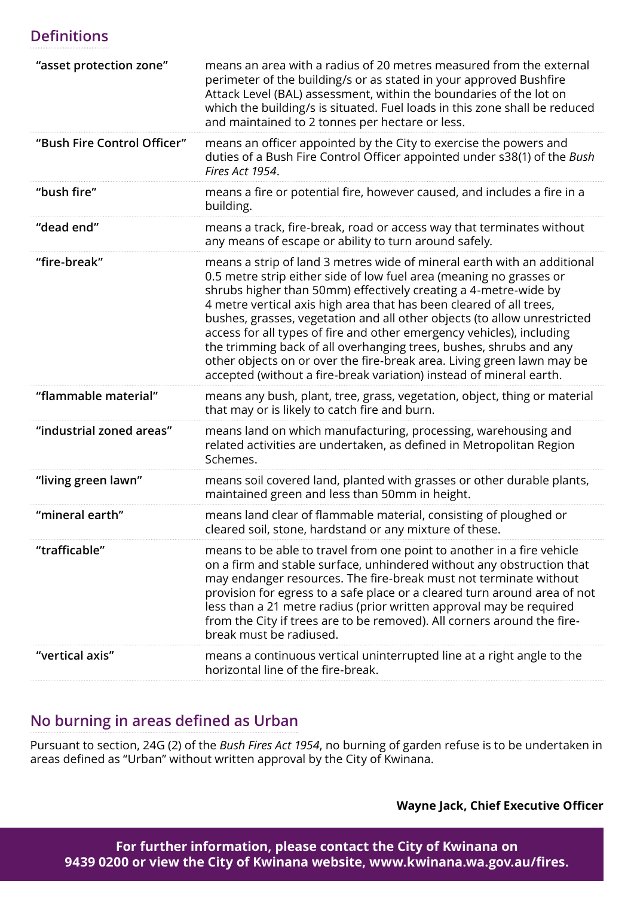## Definitions

| | |
|---|---|
| **"asset protection zone"** | means an area with a radius of 20 metres measured from the external perimeter of the building/s or as stated in your approved Bushfire Attack Level (BAL) assessment, within the boundaries of the lot on which the building/s is situated. Fuel loads in this zone shall be reduced and maintained to 2 tonnes per hectare or less. |
| **"Bush Fire Control Officer"** | means an officer appointed by the City to exercise the powers and duties of a Bush Fire Control Officer appointed under s38(1) of the *Bush Fires Act 1954*. |
| **"bush fire"** | means a fire or potential fire, however caused, and includes a fire in a building. |
| **"dead end"** | means a track, fire-break, road or access way that terminates without any means of escape or ability to turn around safely. |
| **"fire-break"** | means a strip of land 3 metres wide of mineral earth with an additional 0.5 metre strip either side of low fuel area (meaning no grasses or shrubs higher than 50mm) effectively creating a 4-metre-wide by 4 metre vertical axis high area that has been cleared of all trees, bushes, grasses, vegetation and all other objects (to allow unrestricted access for all types of fire and other emergency vehicles), including the trimming back of all overhanging trees, bushes, shrubs and any other objects on or over the fire-break area. Living green lawn may be accepted (without a fire-break variation) instead of mineral earth. |
| **"flammable material"** | means any bush, plant, tree, grass, vegetation, object, thing or material that may or is likely to catch fire and burn. |
| **"industrial zoned areas"** | means land on which manufacturing, processing, warehousing and related activities are undertaken, as defined in Metropolitan Region Schemes. |
| **"living green lawn"** | means soil covered land, planted with grasses or other durable plants, maintained green and less than 50mm in height. |
| **"mineral earth"** | means land clear of flammable material, consisting of ploughed or cleared soil, stone, hardstand or any mixture of these. |
| **"trafficable"** | means to be able to travel from one point to another in a fire vehicle on a firm and stable surface, unhindered without any obstruction that may endanger resources. The fire-break must not terminate without provision for egress to a safe place or a cleared turn around area of not less than a 21 metre radius (prior written approval may be required from the City if trees are to be removed). All corners around the fire-break must be radiused. |
| **"vertical axis"** | means a continuous vertical uninterrupted line at a right angle to the horizontal line of the fire-break. |

## No burning in areas defined as Urban

Pursuant to section, 24G (2) of the *Bush Fires Act 1954*, no burning of garden refuse is to be undertaken in areas defined as "Urban" without written approval by the City of Kwinana.

**Wayne Jack, Chief Executive Officer**

**For further information, please contact the City of Kwinana on 9439 0200 or view the City of Kwinana website, www.kwinana.wa.gov.au/fires.**